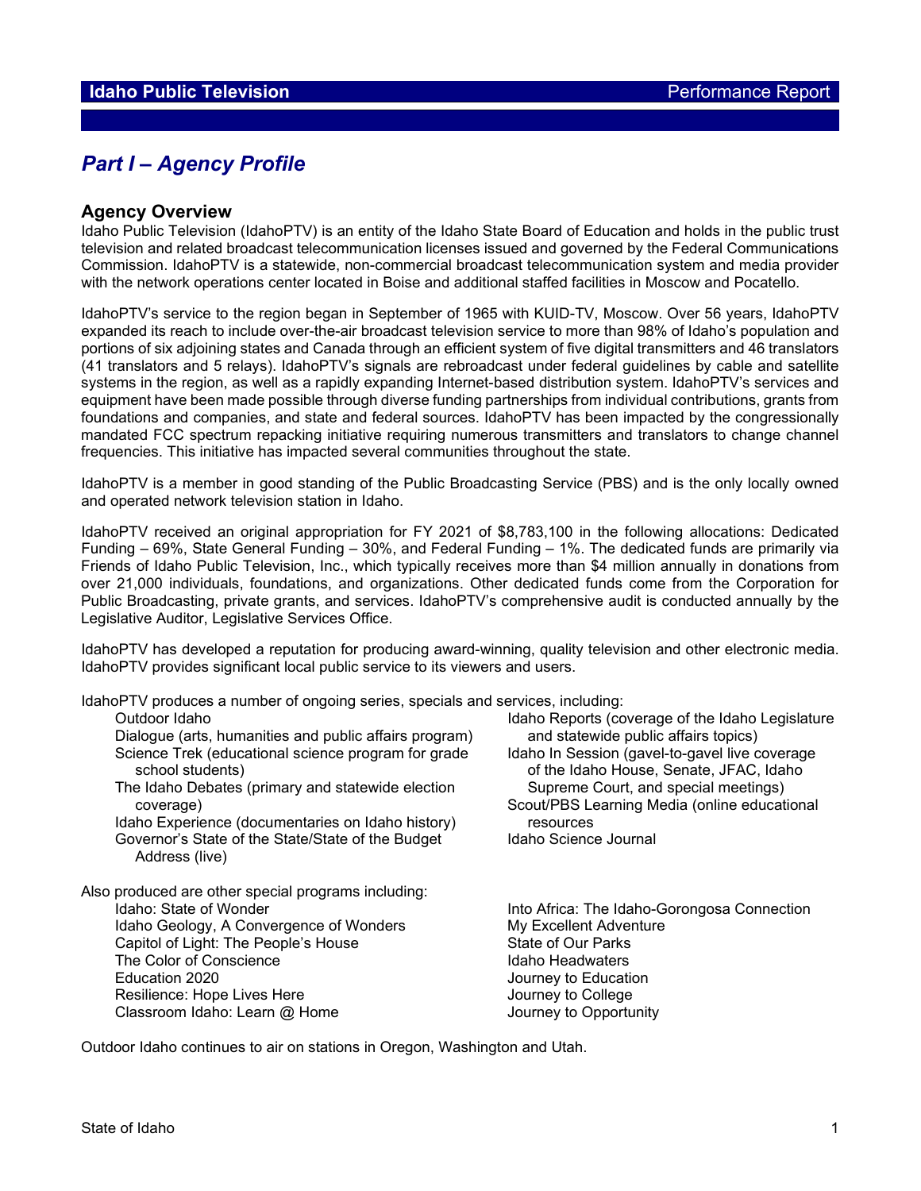# Part I – Agency Profile

## Agency Overview

Idaho Public Television (IdahoPTV) is an entity of the Idaho State Board of Education and holds in the public trust television and related broadcast telecommunication licenses issued and governed by the Federal Communications Commission. IdahoPTV is a statewide, non-commercial broadcast telecommunication system and media provider with the network operations center located in Boise and additional staffed facilities in Moscow and Pocatello.

IdahoPTV's service to the region began in September of 1965 with KUID-TV, Moscow. Over 56 years, IdahoPTV expanded its reach to include over-the-air broadcast television service to more than 98% of Idaho's population and portions of six adjoining states and Canada through an efficient system of five digital transmitters and 46 translators (41 translators and 5 relays). IdahoPTV's signals are rebroadcast under federal guidelines by cable and satellite systems in the region, as well as a rapidly expanding Internet-based distribution system. IdahoPTV's services and equipment have been made possible through diverse funding partnerships from individual contributions, grants from foundations and companies, and state and federal sources. IdahoPTV has been impacted by the congressionally mandated FCC spectrum repacking initiative requiring numerous transmitters and translators to change channel frequencies. This initiative has impacted several communities throughout the state.

IdahoPTV is a member in good standing of the Public Broadcasting Service (PBS) and is the only locally owned and operated network television station in Idaho.

IdahoPTV received an original appropriation for FY 2021 of $8,783,100 in the following allocations: Dedicated Funding – 69%, State General Funding – 30%, and Federal Funding – 1%. The dedicated funds are primarily via Friends of Idaho Public Television, Inc., which typically receives more than $4 million annually in donations from over 21,000 individuals, foundations, and organizations. Other dedicated funds come from the Corporation for Public Broadcasting, private grants, and services. IdahoPTV's comprehensive audit is conducted annually by the Legislative Auditor, Legislative Services Office.

IdahoPTV has developed a reputation for producing award-winning, quality television and other electronic media. IdahoPTV provides significant local public service to its viewers and users.

IdahoPTV produces a number of ongoing series, specials and services, including:

- Outdoor Idaho
- Dialogue (arts, humanities and public affairs program)
- Science Trek (educational science program for grade school students)
- The Idaho Debates (primary and statewide election coverage)
- Idaho Experience (documentaries on Idaho history)
- Governor's State of the State/State of the Budget Address (live)
- Idaho Reports (coverage of the Idaho Legislature and statewide public affairs topics)
- Idaho In Session (gavel-to-gavel live coverage of the Idaho House, Senate, JFAC, Idaho Supreme Court, and special meetings)
- Scout/PBS Learning Media (online educational resources)
- Idaho Science Journal

Also produced are other special programs including:

- Idaho: State of Wonder
- Idaho Geology, A Convergence of Wonders
- Capitol of Light: The People's House
- The Color of Conscience
- Education 2020
- Resilience: Hope Lives Here
- Classroom Idaho: Learn @ Home
- Into Africa: The Idaho-Gorongosa Connection
- My Excellent Adventure
- State of Our Parks
- Idaho Headwaters
- Journey to Education
- Journey to College
- Journey to Opportunity

Outdoor Idaho continues to air on stations in Oregon, Washington and Utah.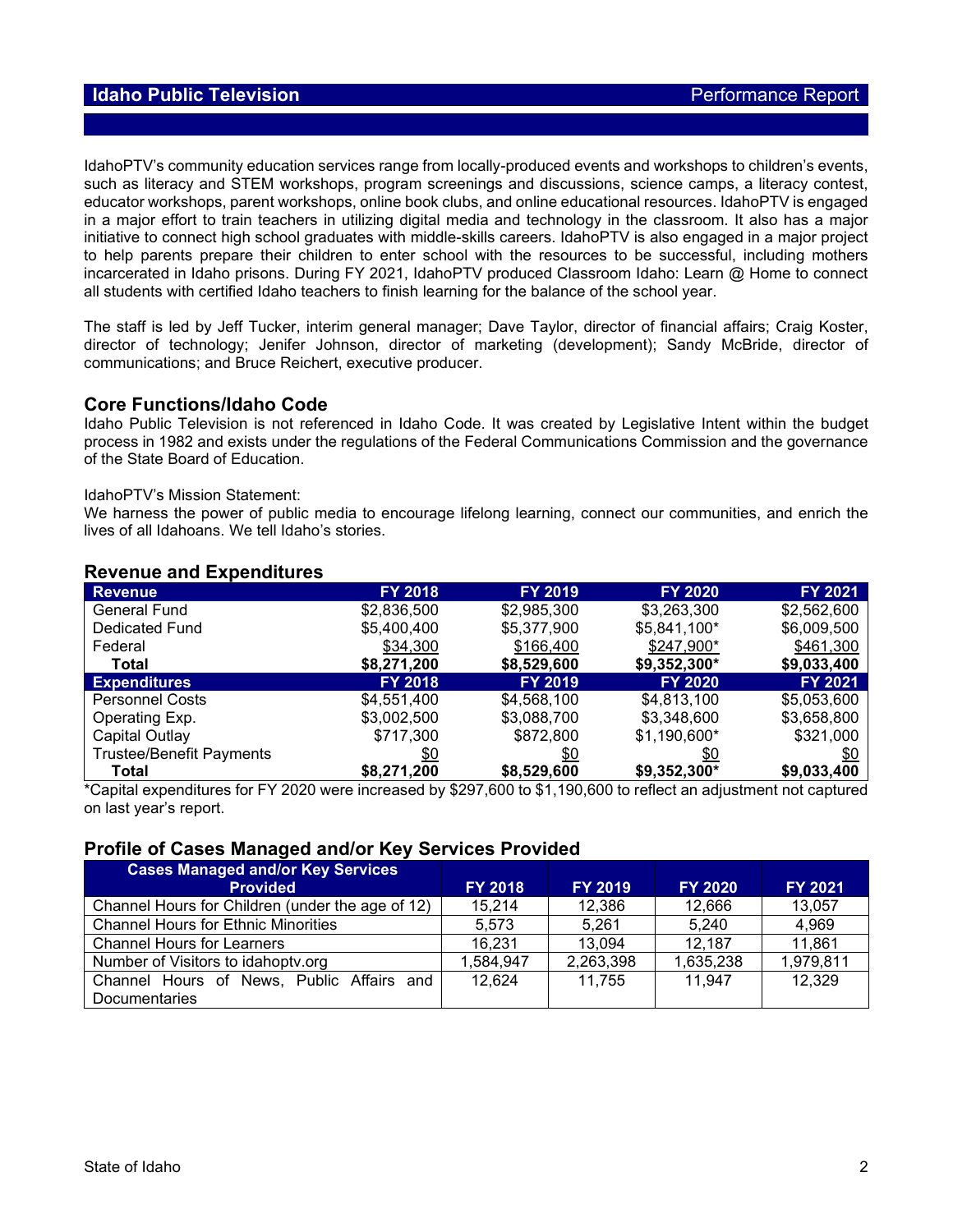IdahoPTV's community education services range from locally-produced events and workshops to children's events, such as literacy and STEM workshops, program screenings and discussions, science camps, a literacy contest, educator workshops, parent workshops, online book clubs, and online educational resources. IdahoPTV is engaged in a major effort to train teachers in utilizing digital media and technology in the classroom. It also has a major initiative to connect high school graduates with middle-skills careers. IdahoPTV is also engaged in a major project to help parents prepare their children to enter school with the resources to be successful, including mothers incarcerated in Idaho prisons. During FY 2021, IdahoPTV produced Classroom Idaho: Learn @ Home to connect all students with certified Idaho teachers to finish learning for the balance of the school year.

The staff is led by Jeff Tucker, interim general manager; Dave Taylor, director of financial affairs; Craig Koster, director of technology; Jenifer Johnson, director of marketing (development); Sandy McBride, director of communications; and Bruce Reichert, executive producer.

## Core Functions/Idaho Code

Idaho Public Television is not referenced in Idaho Code. It was created by Legislative Intent within the budget process in 1982 and exists under the regulations of the Federal Communications Commission and the governance of the State Board of Education.

IdahoPTV's Mission Statement:

We harness the power of public media to encourage lifelong learning, connect our communities, and enrich the lives of all Idahoans. We tell Idaho's stories.

## Revenue and Expenditures

| Revenue | FY 2018 | FY 2019 | FY 2020 | FY 2021 |
|---|---|---|---|---|
| General Fund | $2,836,500 | $2,985,300 | $3,263,300 | $2,562,600 |
| Dedicated Fund | $5,400,400 | $5,377,900 | $5,841,100* | $6,009,500 |
| Federal | $34,300 | $166,400 | $247,900* | $461,300 |
| **Total** | **$8,271,200** | **$8,529,600** | **$9,352,300*** | **$9,033,400** |
| **Expenditures** | **FY 2018** | **FY 2019** | **FY 2020** | **FY 2021** |
| Personnel Costs | $4,551,400 | $4,568,100 | $4,813,100 | $5,053,600 |
| Operating Exp. | $3,002,500 | $3,088,700 | $3,348,600 | $3,658,800 |
| Capital Outlay | $717,300 | $872,800 | $1,190,600* | $321,000 |
| Trustee/Benefit Payments | $0 | $0 | $0 | $0 |
| **Total** | **$8,271,200** | **$8,529,600** | **$9,352,300*** | **$9,033,400** |

*Capital expenditures for FY 2020 were increased by $297,600 to $1,190,600 to reflect an adjustment not captured on last year's report.

## Profile of Cases Managed and/or Key Services Provided

| Cases Managed and/or Key Services Provided | FY 2018 | FY 2019 | FY 2020 | FY 2021 |
|---|---|---|---|---|
| Channel Hours for Children (under the age of 12) | 15,214 | 12,386 | 12,666 | 13,057 |
| Channel Hours for Ethnic Minorities | 5,573 | 5,261 | 5,240 | 4,969 |
| Channel Hours for Learners | 16,231 | 13,094 | 12,187 | 11,861 |
| Number of Visitors to idahoptv.org | 1,584,947 | 2,263,398 | 1,635,238 | 1,979,811 |
| Channel Hours of News, Public Affairs and Documentaries | 12,624 | 11,755 | 11,947 | 12,329 |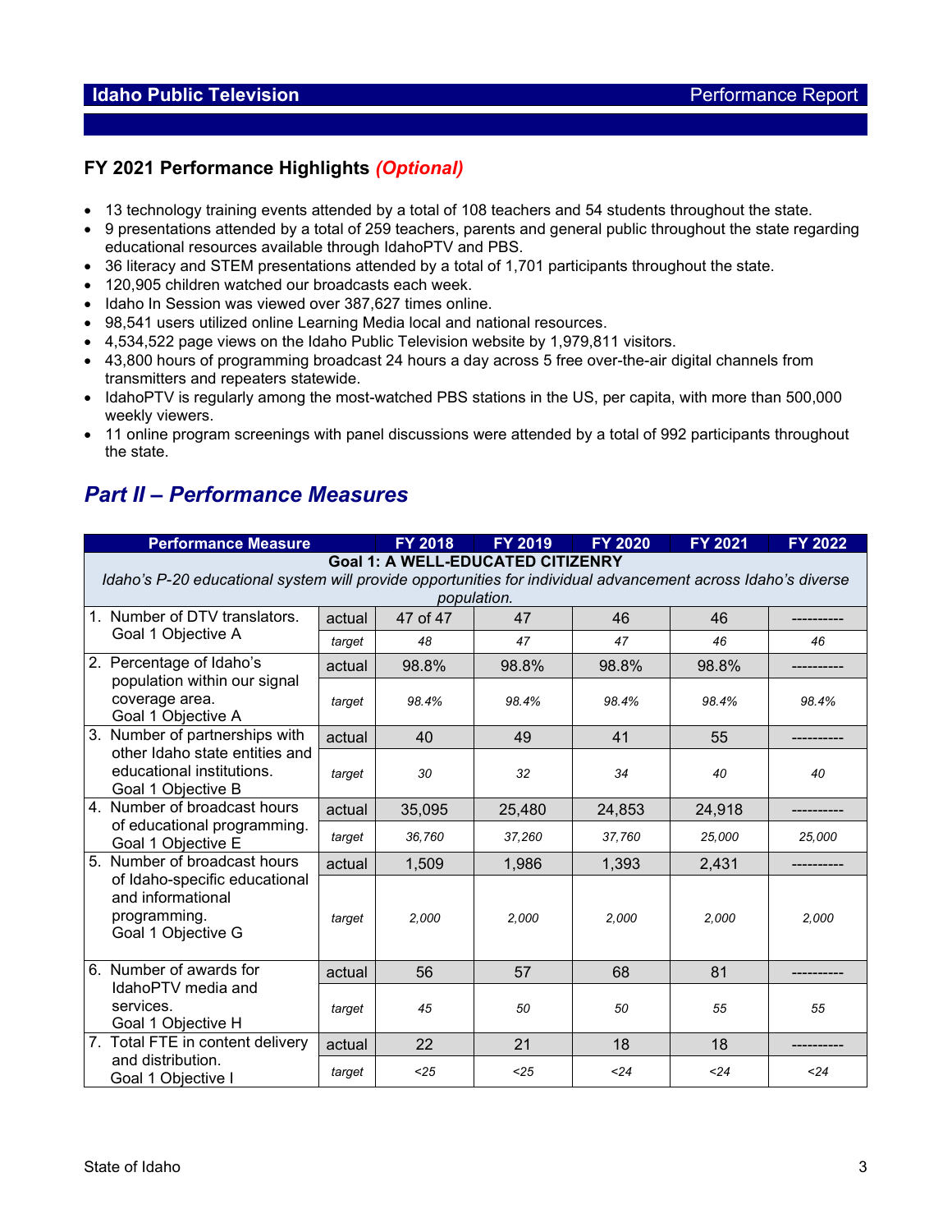## FY 2021 Performance Highlights *(Optional)*

- 13 technology training events attended by a total of 108 teachers and 54 students throughout the state.
- 9 presentations attended by a total of 259 teachers, parents and general public throughout the state regarding educational resources available through IdahoPTV and PBS.
- 36 literacy and STEM presentations attended by a total of 1,701 participants throughout the state.
- 120,905 children watched our broadcasts each week.
- Idaho In Session was viewed over 387,627 times online.
- 98,541 users utilized online Learning Media local and national resources.
- 4,534,522 page views on the Idaho Public Television website by 1,979,811 visitors.
- 43,800 hours of programming broadcast 24 hours a day across 5 free over-the-air digital channels from transmitters and repeaters statewide.
- IdahoPTV is regularly among the most-watched PBS stations in the US, per capita, with more than 500,000 weekly viewers.
- 11 online program screenings with panel discussions were attended by a total of 992 participants throughout the state.

## *Part II – Performance Measures*

| Performance Measure | | FY 2018 | FY 2019 | FY 2020 | FY 2021 | FY 2022 |
|---|---|---|---|---|---|---|
| **Goal 1: A WELL-EDUCATED CITIZENRY** *Idaho's P-20 educational system will provide opportunities for individual advancement across Idaho's diverse population.* | | | | | | |
| 1. Number of DTV translators. Goal 1 Objective A | actual | 47 of 47 | 47 | 46 | 46 | ---------- |
| | *target* | *48* | *47* | *47* | *46* | *46* |
| 2. Percentage of Idaho's population within our signal coverage area. Goal 1 Objective A | actual | 98.8% | 98.8% | 98.8% | 98.8% | ---------- |
| | *target* | *98.4%* | *98.4%* | *98.4%* | *98.4%* | *98.4%* |
| 3. Number of partnerships with other Idaho state entities and educational institutions. Goal 1 Objective B | actual | 40 | 49 | 41 | 55 | ---------- |
| | *target* | *30* | *32* | *34* | *40* | *40* |
| 4. Number of broadcast hours of educational programming. Goal 1 Objective E | actual | 35,095 | 25,480 | 24,853 | 24,918 | ---------- |
| | *target* | *36,760* | *37,260* | *37,760* | *25,000* | *25,000* |
| 5. Number of broadcast hours of Idaho-specific educational and informational programming. Goal 1 Objective G | actual | 1,509 | 1,986 | 1,393 | 2,431 | ---------- |
| | *target* | *2,000* | *2,000* | *2,000* | *2,000* | *2,000* |
| 6. Number of awards for IdahoPTV media and services. Goal 1 Objective H | actual | 56 | 57 | 68 | 81 | ---------- |
| | *target* | *45* | *50* | *50* | *55* | *55* |
| 7. Total FTE in content delivery and distribution. Goal 1 Objective I | actual | 22 | 21 | 18 | 18 | ---------- |
| | *target* | *<25* | *<25* | *<24* | *<24* | *<24* |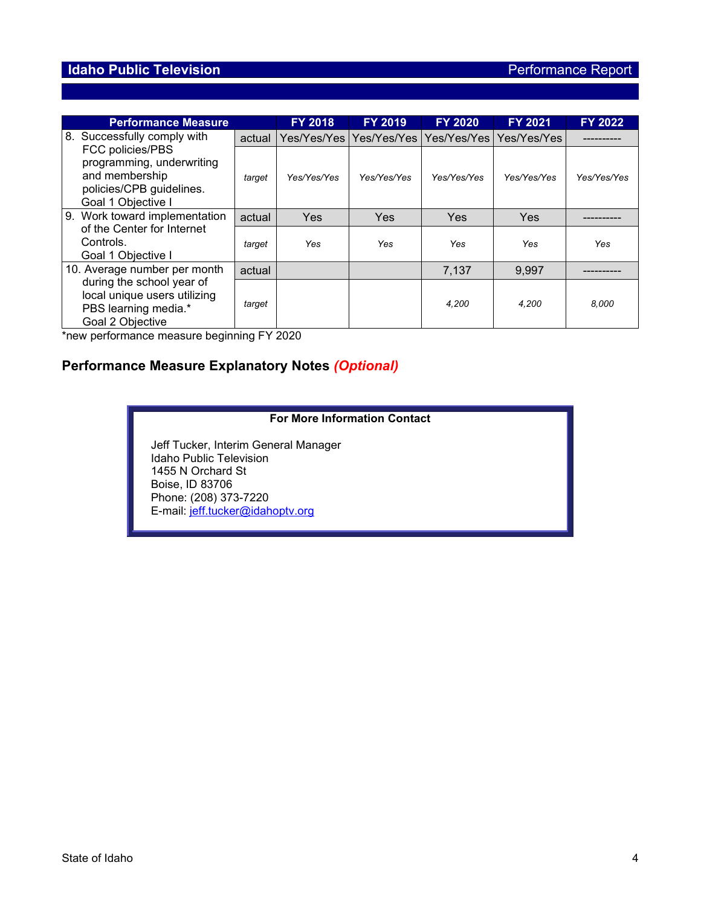| Performance Measure | | FY 2018 | FY 2019 | FY 2020 | FY 2021 | FY 2022 |
|---|---|---|---|---|---|---|
| 8. Successfully comply with FCC policies/PBS programming, underwriting and membership policies/CPB guidelines. Goal 1 Objective I | actual | Yes/Yes/Yes | Yes/Yes/Yes | Yes/Yes/Yes | Yes/Yes/Yes | ---------- |
| | *target* | *Yes/Yes/Yes* | *Yes/Yes/Yes* | *Yes/Yes/Yes* | *Yes/Yes/Yes* | *Yes/Yes/Yes* |
| 9. Work toward implementation of the Center for Internet Controls. Goal 1 Objective I | actual | Yes | Yes | Yes | Yes | ---------- |
| | *target* | *Yes* | *Yes* | *Yes* | *Yes* | *Yes* |
| 10. Average number per month during the school year of local unique users utilizing PBS learning media.* Goal 2 Objective | actual | | | 7,137 | 9,997 | ---------- |
| | *target* | | | *4,200* | *4,200* | *8,000* |

*new performance measure beginning FY 2020

## Performance Measure Explanatory Notes *(Optional)*

**For More Information Contact**

Jeff Tucker, Interim General Manager
Idaho Public Television
1455 N Orchard St
Boise, ID 83706
Phone: (208) 373-7220
E-mail: jeff.tucker@idahoptv.org